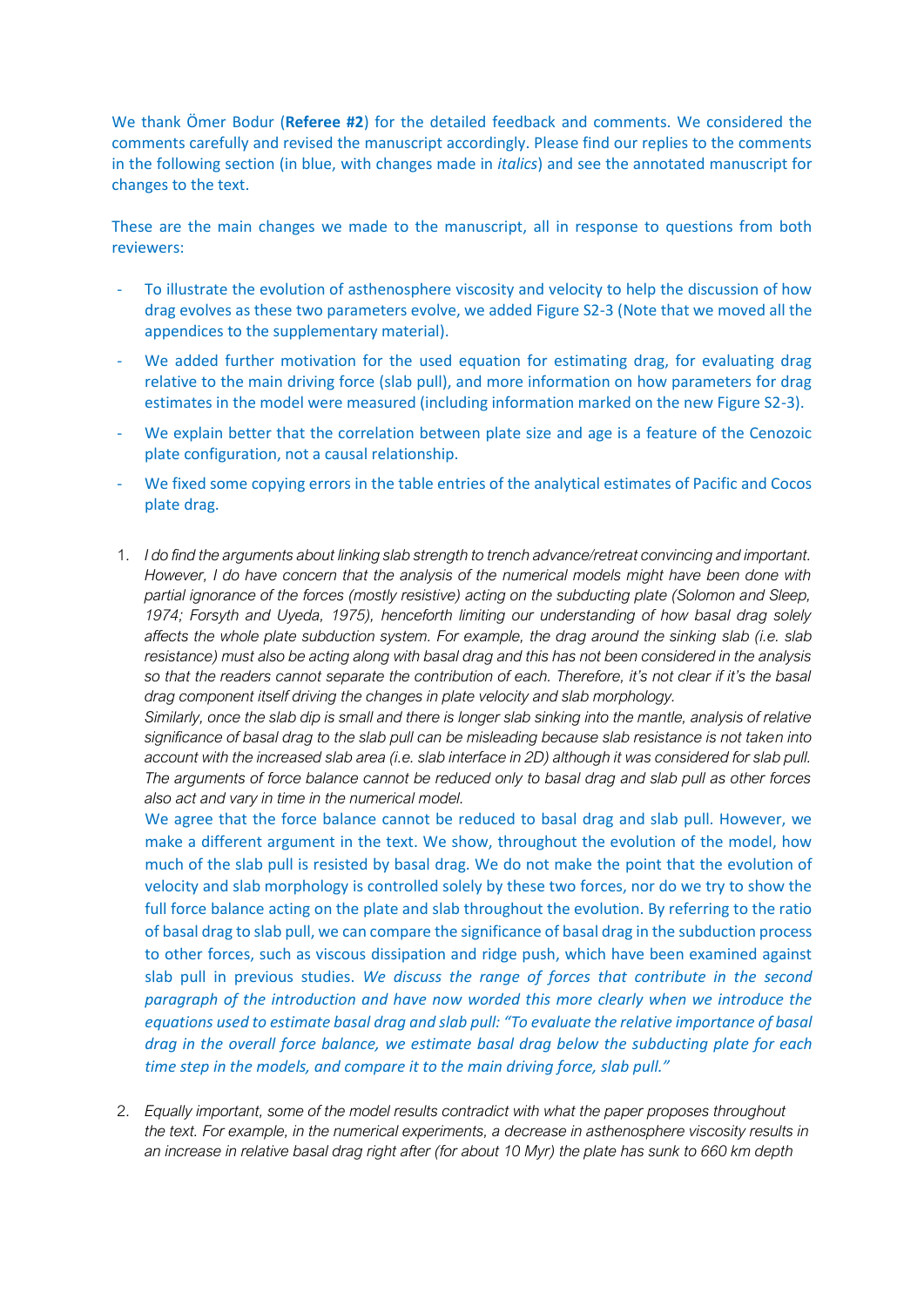We thank Ömer Bodur (**Referee #2**) for the detailed feedback and comments. We considered the comments carefully and revised the manuscript accordingly. Please find our replies to the comments in the following section (in blue, with changes made in *italics*) and see the annotated manuscript for changes to the text.

These are the main changes we made to the manuscript, all in response to questions from both reviewers:

- To illustrate the evolution of asthenosphere viscosity and velocity to help the discussion of how drag evolves as these two parameters evolve, we added Figure S2-3 (Note that we moved all the appendices to the supplementary material).
- We added further motivation for the used equation for estimating drag, for evaluating drag relative to the main driving force (slab pull), and more information on how parameters for drag estimates in the model were measured (including information marked on the new Figure S2-3).
- We explain better that the correlation between plate size and age is a feature of the Cenozoic plate configuration, not a causal relationship.
- We fixed some copying errors in the table entries of the analytical estimates of Pacific and Cocos plate drag.

1. *I do find the arguments about linking slab strength to trench advance/retreat convincing and important. However, I do have concern that the analysis of the numerical models might have been done with partial ignorance of the forces (mostly resistive) acting on the subducting plate (Solomon and Sleep, 1974; Forsyth and Uyeda, 1975), henceforth limiting our understanding of how basal drag solely affects the whole plate subduction system. For example, the drag around the sinking slab (i.e. slab resistance) must also be acting along with basal drag and this has not been considered in the analysis so that the readers cannot separate the contribution of each. Therefore, it's not clear if it's the basal drag component itself driving the changes in plate velocity and slab morphology.*
   *Similarly, once the slab dip is small and there is longer slab sinking into the mantle, analysis of relative significance of basal drag to the slab pull can be misleading because slab resistance is not taken into account with the increased slab area (i.e. slab interface in 2D) although it was considered for slab pull. The arguments of force balance cannot be reduced only to basal drag and slab pull as other forces also act and vary in time in the numerical model.*
   We agree that the force balance cannot be reduced to basal drag and slab pull. However, we make a different argument in the text. We show, throughout the evolution of the model, how much of the slab pull is resisted by basal drag. We do not make the point that the evolution of velocity and slab morphology is controlled solely by these two forces, nor do we try to show the full force balance acting on the plate and slab throughout the evolution. By referring to the ratio of basal drag to slab pull, we can compare the significance of basal drag in the subduction process to other forces, such as viscous dissipation and ridge push, which have been examined against slab pull in previous studies. *We discuss the range of forces that contribute in the second paragraph of the introduction and have now worded this more clearly when we introduce the equations used to estimate basal drag and slab pull: "To evaluate the relative importance of basal drag in the overall force balance, we estimate basal drag below the subducting plate for each time step in the models, and compare it to the main driving force, slab pull."*

2. *Equally important, some of the model results contradict with what the paper proposes throughout the text. For example, in the numerical experiments, a decrease in asthenosphere viscosity results in an increase in relative basal drag right after (for about 10 Myr) the plate has sunk to 660 km depth*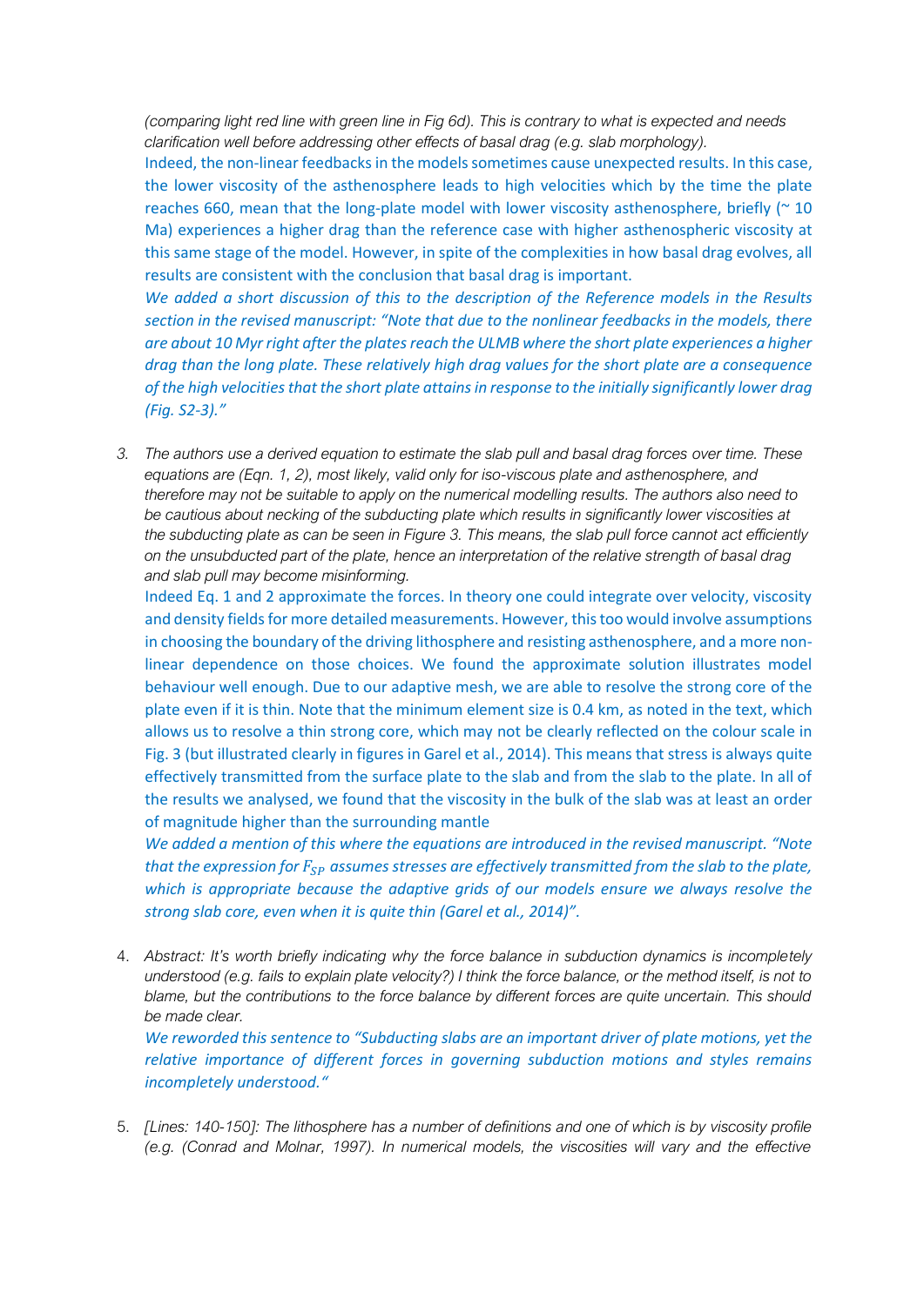*(comparing light red line with green line in Fig 6d). This is contrary to what is expected and needs clarification well before addressing other effects of basal drag (e.g. slab morphology).*

Indeed, the non-linear feedbacks in the models sometimes cause unexpected results. In this case, the lower viscosity of the asthenosphere leads to high velocities which by the time the plate reaches 660, mean that the long-plate model with lower viscosity asthenosphere, briefly (~ 10 Ma) experiences a higher drag than the reference case with higher asthenospheric viscosity at this same stage of the model. However, in spite of the complexities in how basal drag evolves, all results are consistent with the conclusion that basal drag is important.

*We added a short discussion of this to the description of the Reference models in the Results section in the revised manuscript: "Note that due to the nonlinear feedbacks in the models, there are about 10 Myr right after the plates reach the ULMB where the short plate experiences a higher drag than the long plate. These relatively high drag values for the short plate are a consequence of the high velocities that the short plate attains in response to the initially significantly lower drag (Fig. S2-3)."*

3. *The authors use a derived equation to estimate the slab pull and basal drag forces over time. These equations are (Eqn. 1, 2), most likely, valid only for iso-viscous plate and asthenosphere, and therefore may not be suitable to apply on the numerical modelling results. The authors also need to be cautious about necking of the subducting plate which results in significantly lower viscosities at the subducting plate as can be seen in Figure 3. This means, the slab pull force cannot act efficiently on the unsubducted part of the plate, hence an interpretation of the relative strength of basal drag and slab pull may become misinforming.*

   Indeed Eq. 1 and 2 approximate the forces. In theory one could integrate over velocity, viscosity and density fields for more detailed measurements. However, this too would involve assumptions in choosing the boundary of the driving lithosphere and resisting asthenosphere, and a more non-linear dependence on those choices. We found the approximate solution illustrates model behaviour well enough. Due to our adaptive mesh, we are able to resolve the strong core of the plate even if it is thin. Note that the minimum element size is 0.4 km, as noted in the text, which allows us to resolve a thin strong core, which may not be clearly reflected on the colour scale in Fig. 3 (but illustrated clearly in figures in Garel et al., 2014). This means that stress is always quite effectively transmitted from the surface plate to the slab and from the slab to the plate. In all of the results we analysed, we found that the viscosity in the bulk of the slab was at least an order of magnitude higher than the surrounding mantle

   *We added a mention of this where the equations are introduced in the revised manuscript. "Note that the expression for $F_{SP}$ assumes stresses are effectively transmitted from the slab to the plate, which is appropriate because the adaptive grids of our models ensure we always resolve the strong slab core, even when it is quite thin (Garel et al., 2014)".*

4. *Abstract: It's worth briefly indicating why the force balance in subduction dynamics is incompletely understood (e.g. fails to explain plate velocity?) I think the force balance, or the method itself, is not to blame, but the contributions to the force balance by different forces are quite uncertain. This should be made clear.*

   *We reworded this sentence to "Subducting slabs are an important driver of plate motions, yet the relative importance of different forces in governing subduction motions and styles remains incompletely understood."*

5. *[Lines: 140-150]: The lithosphere has a number of definitions and one of which is by viscosity profile (e.g. (Conrad and Molnar, 1997). In numerical models, the viscosities will vary and the effective*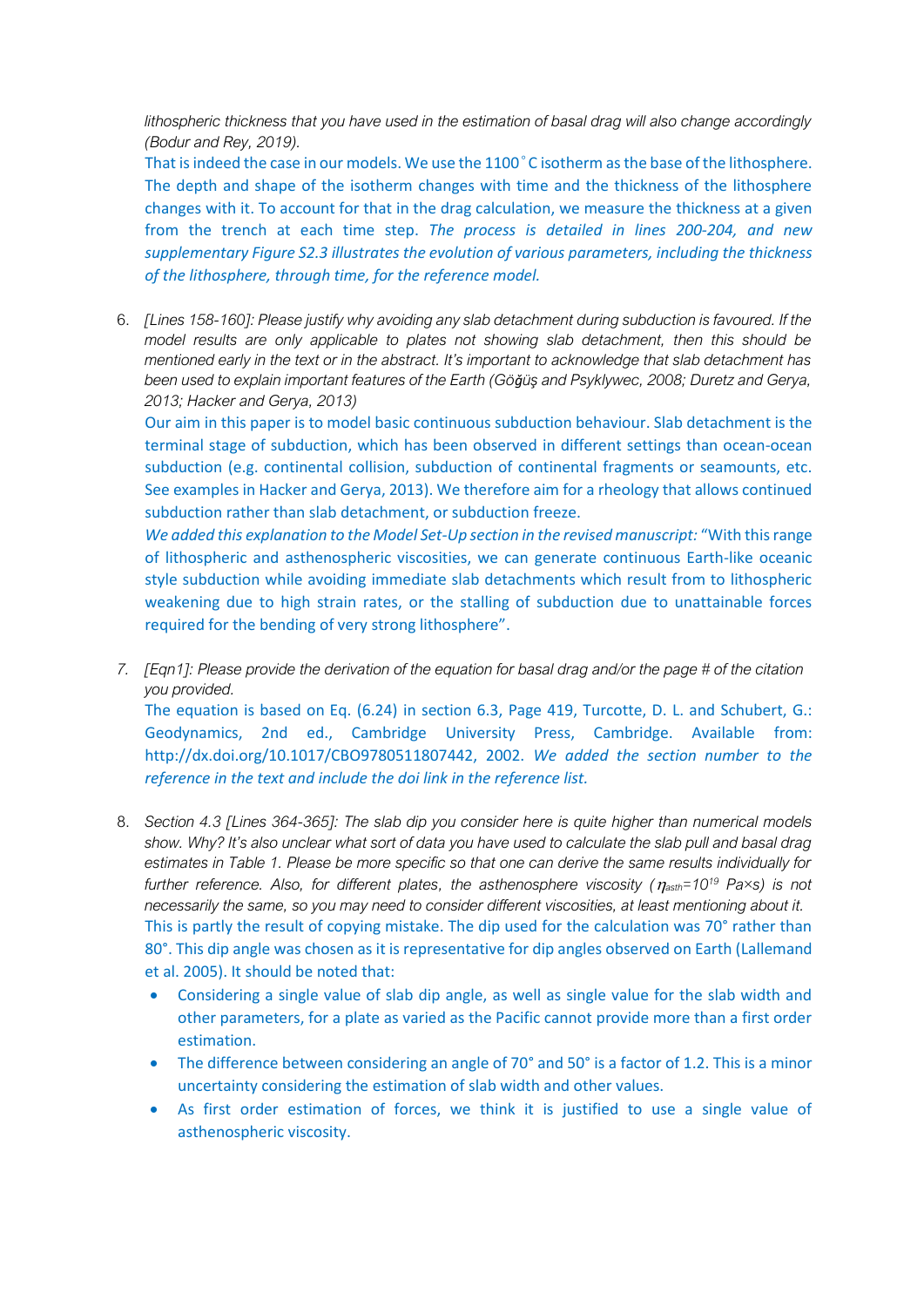*lithospheric thickness that you have used in the estimation of basal drag will also change accordingly (Bodur and Rey, 2019).*

That is indeed the case in our models. We use the 1100˚C isotherm as the base of the lithosphere. The depth and shape of the isotherm changes with time and the thickness of the lithosphere changes with it. To account for that in the drag calculation, we measure the thickness at a given from the trench at each time step. *The process is detailed in lines 200-204, and new supplementary Figure S2.3 illustrates the evolution of various parameters, including the thickness of the lithosphere, through time, for the reference model.*

6. *[Lines 158-160]: Please justify why avoiding any slab detachment during subduction is favoured. If the model results are only applicable to plates not showing slab detachment, then this should be mentioned early in the text or in the abstract. It's important to acknowledge that slab detachment has been used to explain important features of the Earth (Göğüş and Psyklywec, 2008; Duretz and Gerya, 2013; Hacker and Gerya, 2013)*

   Our aim in this paper is to model basic continuous subduction behaviour. Slab detachment is the terminal stage of subduction, which has been observed in different settings than ocean-ocean subduction (e.g. continental collision, subduction of continental fragments or seamounts, etc. See examples in Hacker and Gerya, 2013). We therefore aim for a rheology that allows continued subduction rather than slab detachment, or subduction freeze.

   *We added this explanation to the Model Set-Up section in the revised manuscript:* "With this range of lithospheric and asthenospheric viscosities, we can generate continuous Earth-like oceanic style subduction while avoiding immediate slab detachments which result from to lithospheric weakening due to high strain rates, or the stalling of subduction due to unattainable forces required for the bending of very strong lithosphere".

7. *[Eqn1]: Please provide the derivation of the equation for basal drag and/or the page # of the citation you provided.*

   The equation is based on Eq. (6.24) in section 6.3, Page 419, Turcotte, D. L. and Schubert, G.: Geodynamics, 2nd ed., Cambridge University Press, Cambridge. Available from: http://dx.doi.org/10.1017/CBO9780511807442, 2002. *We added the section number to the reference in the text and include the doi link in the reference list.*

8. *Section 4.3 [Lines 364-365]: The slab dip you consider here is quite higher than numerical models show. Why? It's also unclear what sort of data you have used to calculate the slab pull and basal drag estimates in Table 1. Please be more specific so that one can derive the same results individually for further reference. Also, for different plates, the asthenosphere viscosity ($\eta_{asth}=10^{19}$ Pa×s) is not necessarily the same, so you may need to consider different viscosities, at least mentioning about it.*

   This is partly the result of copying mistake. The dip used for the calculation was 70° rather than 80°. This dip angle was chosen as it is representative for dip angles observed on Earth (Lallemand et al. 2005). It should be noted that:

   - Considering a single value of slab dip angle, as well as single value for the slab width and other parameters, for a plate as varied as the Pacific cannot provide more than a first order estimation.
   - The difference between considering an angle of 70° and 50° is a factor of 1.2. This is a minor uncertainty considering the estimation of slab width and other values.
   - As first order estimation of forces, we think it is justified to use a single value of asthenospheric viscosity.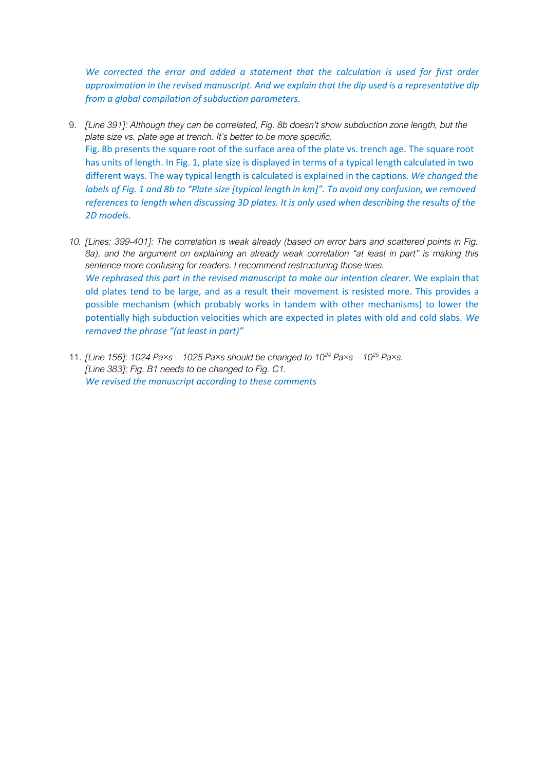*We corrected the error and added a statement that the calculation is used for first order approximation in the revised manuscript. And we explain that the dip used is a representative dip from a global compilation of subduction parameters.*

9. *[Line 391]: Although they can be correlated, Fig. 8b doesn't show subduction zone length, but the plate size vs. plate age at trench. It's better to be more specific.*
   Fig. 8b presents the square root of the surface area of the plate vs. trench age. The square root has units of length. In Fig. 1, plate size is displayed in terms of a typical length calculated in two different ways. The way typical length is calculated is explained in the captions. *We changed the labels of Fig. 1 and 8b to "Plate size [typical length in km]". To avoid any confusion, we removed references to length when discussing 3D plates. It is only used when describing the results of the 2D models.*

10. *[Lines: 399-401]: The correlation is weak already (based on error bars and scattered points in Fig. 8a), and the argument on explaining an already weak correlation "at least in part" is making this sentence more confusing for readers. I recommend restructuring those lines.*
    *We rephrased this part in the revised manuscript to make our intention clearer.* We explain that old plates tend to be large, and as a result their movement is resisted more. This provides a possible mechanism (which probably works in tandem with other mechanisms) to lower the potentially high subduction velocities which are expected in plates with old and cold slabs. *We removed the phrase "(at least in part)"*

11. *[Line 156]: 1024 Pa×s – 1025 Pa×s should be changed to $10^{24}$ Pa×s – $10^{25}$ Pa×s.*
    *[Line 383]: Fig. B1 needs to be changed to Fig. C1.*
    *We revised the manuscript according to these comments*